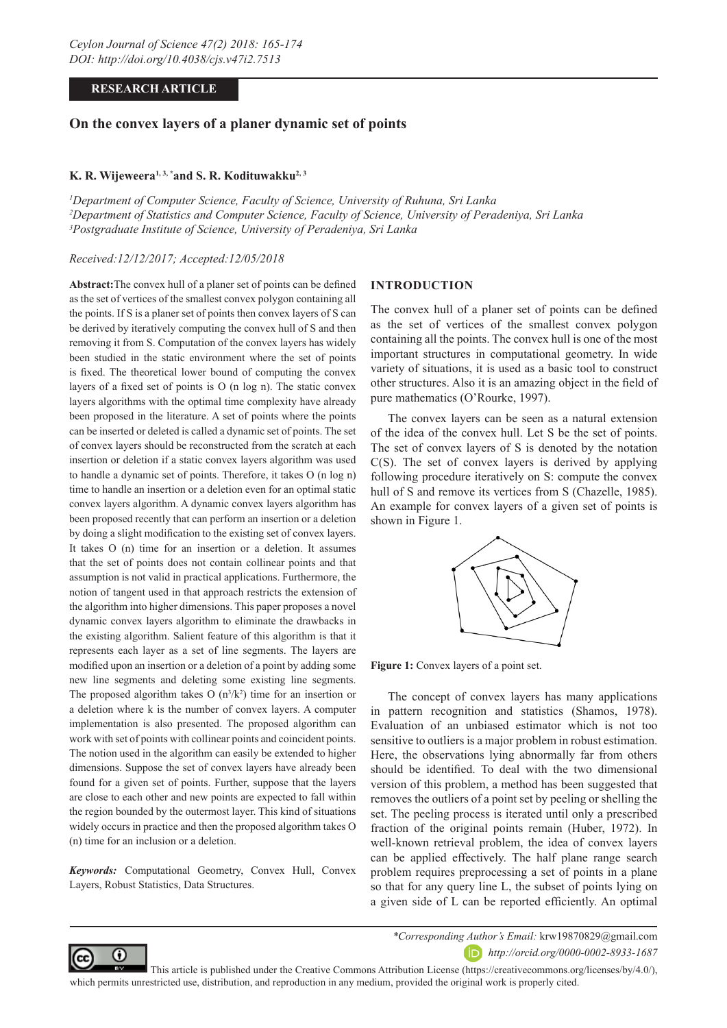RESEARCH ARTICLE

# On the convex layers of a planer dynamic set of points

**K. R. Wijeweera[1, 3, *] and S. R. Kodituwakku[2, 3]**

[1]*Department of Computer Science, Faculty of Science, University of Ruhuna, Sri Lanka*
[2]*Department of Statistics and Computer Science, Faculty of Science, University of Peradeniya, Sri Lanka*
[3]*Postgraduate Institute of Science, University of Peradeniya, Sri Lanka*

*Received:12/12/2017; Accepted:12/05/2018*

**Abstract:** The convex hull of a planer set of points can be defined as the set of vertices of the smallest convex polygon containing all the points. If S is a planer set of points then convex layers of S can be derived by iteratively computing the convex hull of S and then removing it from S. Computation of the convex layers has widely been studied in the static environment where the set of points is fixed. The theoretical lower bound of computing the convex layers of a fixed set of points is O (n log n). The static convex layers algorithms with the optimal time complexity have already been proposed in the literature. A set of points where the points can be inserted or deleted is called a dynamic set of points. The set of convex layers should be reconstructed from the scratch at each insertion or deletion if a static convex layers algorithm was used to handle a dynamic set of points. Therefore, it takes O (n log n) time to handle an insertion or a deletion even for an optimal static convex layers algorithm. A dynamic convex layers algorithm has been proposed recently that can perform an insertion or a deletion by doing a slight modification to the existing set of convex layers. It takes O (n) time for an insertion or a deletion. It assumes that the set of points does not contain collinear points and that assumption is not valid in practical applications. Furthermore, the notion of tangent used in that approach restricts the extension of the algorithm into higher dimensions. This paper proposes a novel dynamic convex layers algorithm to eliminate the drawbacks in the existing algorithm. Salient feature of this algorithm is that it represents each layer as a set of line segments. The layers are modified upon an insertion or a deletion of a point by adding some new line segments and deleting some existing line segments. The proposed algorithm takes O ($n^3/k^2$) time for an insertion or a deletion where k is the number of convex layers. A computer implementation is also presented. The proposed algorithm can work with set of points with collinear points and coincident points. The notion used in the algorithm can easily be extended to higher dimensions. Suppose the set of convex layers have already been found for a given set of points. Further, suppose that the layers are close to each other and new points are expected to fall within the region bounded by the outermost layer. This kind of situations widely occurs in practice and then the proposed algorithm takes O (n) time for an inclusion or a deletion.

***Keywords:*** Computational Geometry, Convex Hull, Convex Layers, Robust Statistics, Data Structures.

## INTRODUCTION

The convex hull of a planer set of points can be defined as the set of vertices of the smallest convex polygon containing all the points. The convex hull is one of the most important structures in computational geometry. In wide variety of situations, it is used as a basic tool to construct other structures. Also it is an amazing object in the field of pure mathematics (O'Rourke, 1997).

The convex layers can be seen as a natural extension of the idea of the convex hull. Let S be the set of points. The set of convex layers of S is denoted by the notation C(S). The set of convex layers is derived by applying following procedure iteratively on S: compute the convex hull of S and remove its vertices from S (Chazelle, 1985). An example for convex layers of a given set of points is shown in Figure 1.

**Figure 1:** Convex layers of a point set.

The concept of convex layers has many applications in pattern recognition and statistics (Shamos, 1978). Evaluation of an unbiased estimator which is not too sensitive to outliers is a major problem in robust estimation. Here, the observations lying abnormally far from others should be identified. To deal with the two dimensional version of this problem, a method has been suggested that removes the outliers of a point set by peeling or shelling the set. The peeling process is iterated until only a prescribed fraction of the original points remain (Huber, 1972). In well-known retrieval problem, the idea of convex layers can be applied effectively. The half plane range search problem requires preprocessing a set of points in a plane so that for any query line L, the subset of points lying on a given side of L can be reported efficiently. An optimal

*\*Corresponding Author's Email:* krw19870829@gmail.com
*http://orcid.org/0000-0002-8933-1687*

This article is published under the Creative Commons Attribution License (https://creativecommons.org/licenses/by/4.0/), which permits unrestricted use, distribution, and reproduction in any medium, provided the original work is properly cited.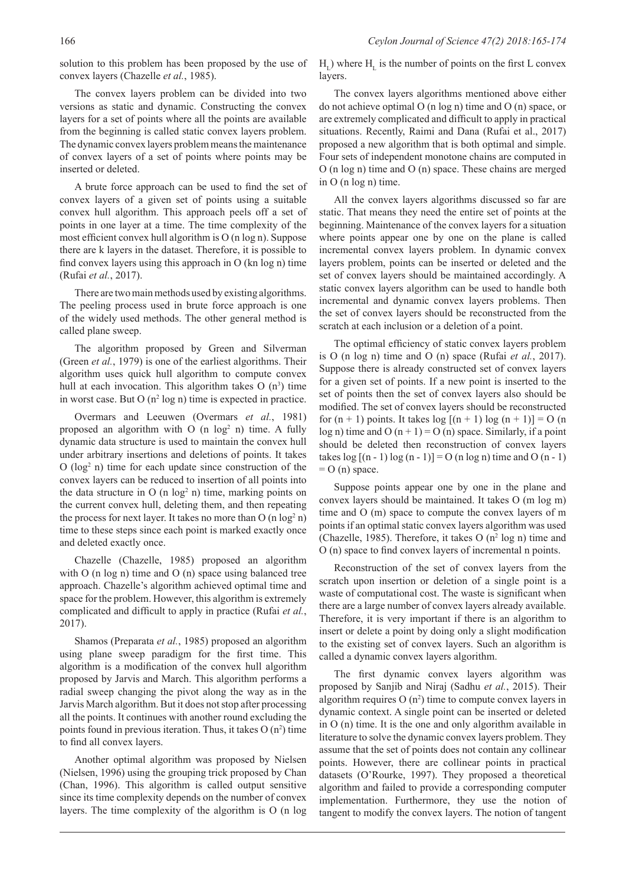solution to this problem has been proposed by the use of convex layers (Chazelle *et al.*, 1985).

The convex layers problem can be divided into two versions as static and dynamic. Constructing the convex layers for a set of points where all the points are available from the beginning is called static convex layers problem. The dynamic convex layers problem means the maintenance of convex layers of a set of points where points may be inserted or deleted.

A brute force approach can be used to find the set of convex layers of a given set of points using a suitable convex hull algorithm. This approach peels off a set of points in one layer at a time. The time complexity of the most efficient convex hull algorithm is O (n log n). Suppose there are k layers in the dataset. Therefore, it is possible to find convex layers using this approach in O (kn log n) time (Rufai *et al.*, 2017).

There are two main methods used by existing algorithms. The peeling process used in brute force approach is one of the widely used methods. The other general method is called plane sweep.

The algorithm proposed by Green and Silverman (Green *et al.*, 1979) is one of the earliest algorithms. Their algorithm uses quick hull algorithm to compute convex hull at each invocation. This algorithm takes O ($n^3$) time in worst case. But O ($n^2$ log n) time is expected in practice.

Overmars and Leeuwen (Overmars *et al.*, 1981) proposed an algorithm with O (n $\log^2$ n) time. A fully dynamic data structure is used to maintain the convex hull under arbitrary insertions and deletions of points. It takes O ($\log^2$ n) time for each update since construction of the convex layers can be reduced to insertion of all points into the data structure in O (n $\log^2$ n) time, marking points on the current convex hull, deleting them, and then repeating the process for next layer. It takes no more than O (n $\log^2$ n) time to these steps since each point is marked exactly once and deleted exactly once.

Chazelle (Chazelle, 1985) proposed an algorithm with O (n log n) time and O (n) space using balanced tree approach. Chazelle's algorithm achieved optimal time and space for the problem. However, this algorithm is extremely complicated and difficult to apply in practice (Rufai *et al.*, 2017).

Shamos (Preparata *et al.*, 1985) proposed an algorithm using plane sweep paradigm for the first time. This algorithm is a modification of the convex hull algorithm proposed by Jarvis and March. This algorithm performs a radial sweep changing the pivot along the way as in the Jarvis March algorithm. But it does not stop after processing all the points. It continues with another round excluding the points found in previous iteration. Thus, it takes O ($n^2$) time to find all convex layers.

Another optimal algorithm was proposed by Nielsen (Nielsen, 1996) using the grouping trick proposed by Chan (Chan, 1996). This algorithm is called output sensitive since its time complexity depends on the number of convex layers. The time complexity of the algorithm is O (n log $H_L$) where $H_L$ is the number of points on the first L convex layers.

The convex layers algorithms mentioned above either do not achieve optimal O (n log n) time and O (n) space, or are extremely complicated and difficult to apply in practical situations. Recently, Raimi and Dana (Rufai et al., 2017) proposed a new algorithm that is both optimal and simple. Four sets of independent monotone chains are computed in O (n log n) time and O (n) space. These chains are merged in O (n log n) time.

All the convex layers algorithms discussed so far are static. That means they need the entire set of points at the beginning. Maintenance of the convex layers for a situation where points appear one by one on the plane is called incremental convex layers problem. In dynamic convex layers problem, points can be inserted or deleted and the set of convex layers should be maintained accordingly. A static convex layers algorithm can be used to handle both incremental and dynamic convex layers problems. Then the set of convex layers should be reconstructed from the scratch at each inclusion or a deletion of a point.

The optimal efficiency of static convex layers problem is O (n log n) time and O (n) space (Rufai *et al.*, 2017). Suppose there is already constructed set of convex layers for a given set of points. If a new point is inserted to the set of points then the set of convex layers also should be modified. The set of convex layers should be reconstructed for (n + 1) points. It takes log [(n + 1) log (n + 1)] = O (n log n) time and O (n + 1) = O (n) space. Similarly, if a point should be deleted then reconstruction of convex layers takes log [(n - 1) log (n - 1)] = O (n log n) time and O (n - 1) = O (n) space.

Suppose points appear one by one in the plane and convex layers should be maintained. It takes O (m log m) time and O (m) space to compute the convex layers of m points if an optimal static convex layers algorithm was used (Chazelle, 1985). Therefore, it takes O ($n^2$ log n) time and O (n) space to find convex layers of incremental n points.

Reconstruction of the set of convex layers from the scratch upon insertion or deletion of a single point is a waste of computational cost. The waste is significant when there are a large number of convex layers already available. Therefore, it is very important if there is an algorithm to insert or delete a point by doing only a slight modification to the existing set of convex layers. Such an algorithm is called a dynamic convex layers algorithm.

The first dynamic convex layers algorithm was proposed by Sanjib and Niraj (Sadhu *et al.*, 2015). Their algorithm requires O ($n^2$) time to compute convex layers in dynamic context. A single point can be inserted or deleted in O (n) time. It is the one and only algorithm available in literature to solve the dynamic convex layers problem. They assume that the set of points does not contain any collinear points. However, there are collinear points in practical datasets (O'Rourke, 1997). They proposed a theoretical algorithm and failed to provide a corresponding computer implementation. Furthermore, they use the notion of tangent to modify the convex layers. The notion of tangent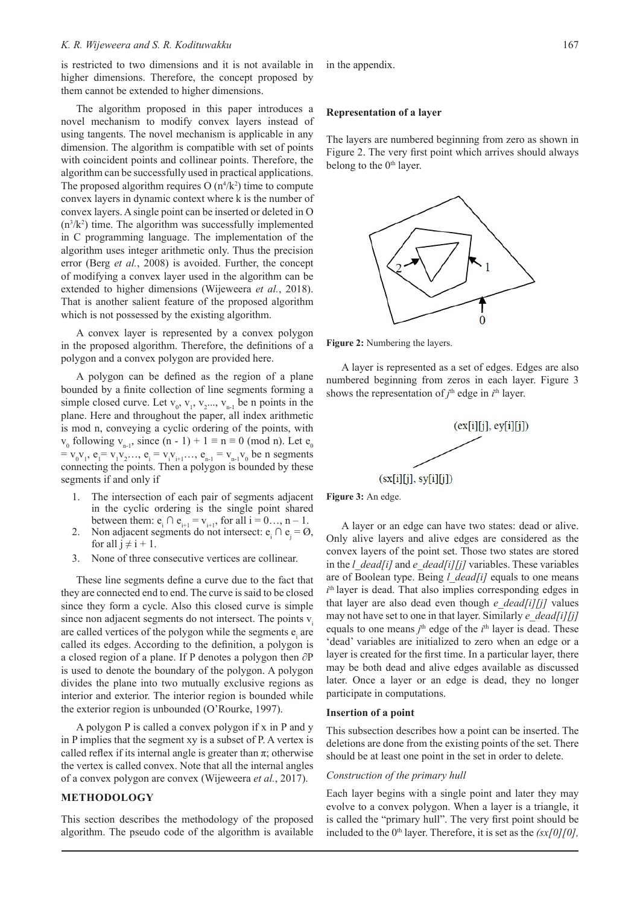is restricted to two dimensions and it is not available in higher dimensions. Therefore, the concept proposed by them cannot be extended to higher dimensions.

The algorithm proposed in this paper introduces a novel mechanism to modify convex layers instead of using tangents. The novel mechanism is applicable in any dimension. The algorithm is compatible with set of points with coincident points and collinear points. Therefore, the algorithm can be successfully used in practical applications. The proposed algorithm requires O ($n^4/k^2$) time to compute convex layers in dynamic context where k is the number of convex layers. A single point can be inserted or deleted in O ($n^3/k^2$) time. The algorithm was successfully implemented in C programming language. The implementation of the algorithm uses integer arithmetic only. Thus the precision error (Berg *et al.*, 2008) is avoided. Further, the concept of modifying a convex layer used in the algorithm can be extended to higher dimensions (Wijeweera *et al.*, 2018). That is another salient feature of the proposed algorithm which is not possessed by the existing algorithm.

A convex layer is represented by a convex polygon in the proposed algorithm. Therefore, the definitions of a polygon and a convex polygon are provided here.

A polygon can be defined as the region of a plane bounded by a finite collection of line segments forming a simple closed curve. Let $v_0, v_1, v_2..., v_{n-1}$ be n points in the plane. Here and throughout the paper, all index arithmetic is mod n, conveying a cyclic ordering of the points, with $v_0$ following $v_{n-1}$, since $(n - 1) + 1 \equiv n \equiv 0 \pmod n$. Let $e_0 = v_0v_1, e_1 = v_1v_2..., e_i = v_iv_{i+1}..., e_{n-1} = v_{n-1}v_0$ be n segments connecting the points. Then a polygon is bounded by these segments if and only if

1. The intersection of each pair of segments adjacent in the cyclic ordering is the single point shared between them: $e_i \cap e_{i+1} = v_{i+1}$, for all $i = 0..., n - 1$.
2. Non adjacent segments do not intersect: $e_i \cap e_j = \emptyset$, for all $j \neq i + 1$.
3. None of three consecutive vertices are collinear.

These line segments define a curve due to the fact that they are connected end to end. The curve is said to be closed since they form a cycle. Also this closed curve is simple since non adjacent segments do not intersect. The points $v_i$ are called vertices of the polygon while the segments $e_i$ are called its edges. According to the definition, a polygon is a closed region of a plane. If P denotes a polygon then $\partial P$ is used to denote the boundary of the polygon. A polygon divides the plane into two mutually exclusive regions as interior and exterior. The interior region is bounded while the exterior region is unbounded (O'Rourke, 1997).

A polygon P is called a convex polygon if x in P and y in P implies that the segment xy is a subset of P. A vertex is called reflex if its internal angle is greater than $\pi$; otherwise the vertex is called convex. Note that all the internal angles of a convex polygon are convex (Wijeweera *et al.*, 2017).

## METHODOLOGY

This section describes the methodology of the proposed algorithm. The pseudo code of the algorithm is available in the appendix.

### Representation of a layer

The layers are numbered beginning from zero as shown in Figure 2. The very first point which arrives should always belong to the 0[th] layer.

**Figure 2:** Numbering the layers.

A layer is represented as a set of edges. Edges are also numbered beginning from zeros in each layer. Figure 3 shows the representation of $j^{th}$ edge in $i^{th}$ layer.

**Figure 3:** An edge.

A layer or an edge can have two states: dead or alive. Only alive layers and alive edges are considered as the convex layers of the point set. Those two states are stored in the *l_dead[i]* and *e_dead[i][j]* variables. These variables are of Boolean type. Being *l_dead[i]* equals to one means $i^{th}$ layer is dead. That also implies corresponding edges in that layer are also dead even though *e_dead[i][j]* values may not have set to one in that layer. Similarly *e_dead[i][j]* equals to one means $j^{th}$ edge of the $i^{th}$ layer is dead. These 'dead' variables are initialized to zero when an edge or a layer is created for the first time. In a particular layer, there may be both dead and alive edges available as discussed later. Once a layer or an edge is dead, they no longer participate in computations.

### Insertion of a point

This subsection describes how a point can be inserted. The deletions are done from the existing points of the set. There should be at least one point in the set in order to delete.

#### *Construction of the primary hull*

Each layer begins with a single point and later they may evolve to a convex polygon. When a layer is a triangle, it is called the "primary hull". The very first point should be included to the 0[th] layer. Therefore, it is set as the *(sx[0][0],*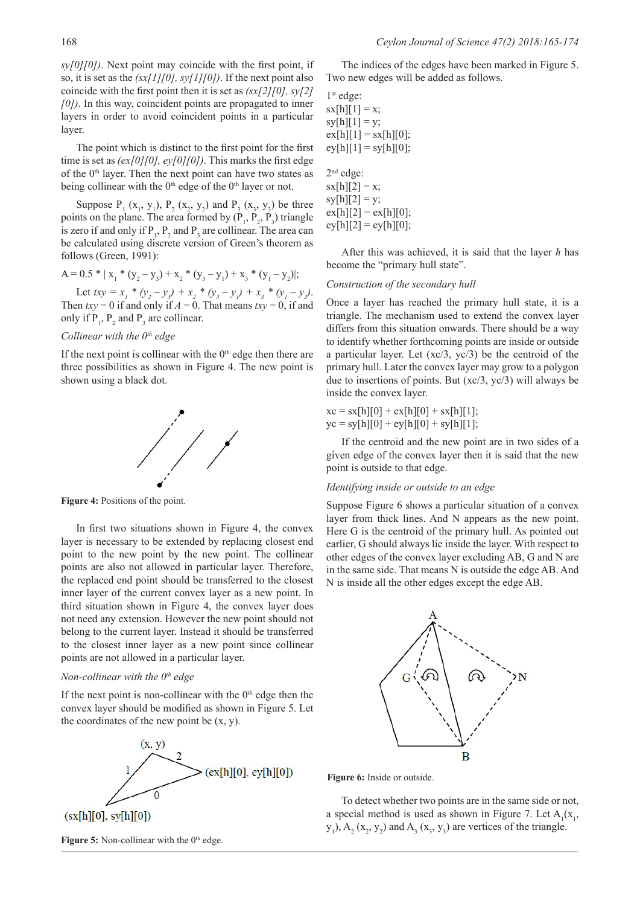*sy[0][0])*. Next point may coincide with the first point, if so, it is set as the *(sx[1][0], sy[1][0])*. If the next point also coincide with the first point then it is set as *(sx[2][0], sy[2][0])*. In this way, coincident points are propagated to inner layers in order to avoid coincident points in a particular layer.

The point which is distinct to the first point for the first time is set as *(ex[0][0], ey[0][0])*. This marks the first edge of the 0th layer. Then the next point can have two states as being collinear with the 0th edge of the 0th layer or not.

Suppose $P_1$ ($x_1$, $y_1$), $P_2$ ($x_2$, $y_2$) and $P_3$ ($x_3$, $y_3$) be three points on the plane. The area formed by ($P_1$, $P_2$, $P_3$) triangle is zero if and only if $P_1$, $P_2$ and $P_3$ are collinear. The area can be calculated using discrete version of Green's theorem as follows (Green, 1991):

$$A = 0.5 * | x_1 * (y_2 - y_3) + x_2 * (y_3 - y_1) + x_3 * (y_1 - y_2)|;$$

Let $txy = x_1 * (y_2 - y_3) + x_2 * (y_3 - y_1) + x_3 * (y_1 - y_2)$. Then $txy = 0$ if and only if $A = 0$. That means $txy = 0$, if and only if $P_1$, $P_2$ and $P_3$ are collinear.

*Collinear with the 0th edge*

If the next point is collinear with the 0th edge then there are three possibilities as shown in Figure 4. The new point is shown using a black dot.

**Figure 4:** Positions of the point.

In first two situations shown in Figure 4, the convex layer is necessary to be extended by replacing closest end point to the new point by the new point. The collinear points are also not allowed in particular layer. Therefore, the replaced end point should be transferred to the closest inner layer of the current convex layer as a new point. In third situation shown in Figure 4, the convex layer does not need any extension. However the new point should not belong to the current layer. Instead it should be transferred to the closest inner layer as a new point since collinear points are not allowed in a particular layer.

*Non-collinear with the 0th edge*

If the next point is non-collinear with the 0th edge then the convex layer should be modified as shown in Figure 5. Let the coordinates of the new point be (x, y).

**Figure 5:** Non-collinear with the 0th edge.

The indices of the edges have been marked in Figure 5. Two new edges will be added as follows.

1st edge:
sx[h][1] = x;
sy[h][1] = y;
ex[h][1] = sx[h][0];
ey[h][1] = sy[h][0];

2nd edge:
sx[h][2] = x;
sy[h][2] = y;
ex[h][2] = ex[h][0];
ey[h][2] = ey[h][0];

After this was achieved, it is said that the layer *h* has become the "primary hull state".

*Construction of the secondary hull*

Once a layer has reached the primary hull state, it is a triangle. The mechanism used to extend the convex layer differs from this situation onwards. There should be a way to identify whether forthcoming points are inside or outside a particular layer. Let (xc/3, yc/3) be the centroid of the primary hull. Later the convex layer may grow to a polygon due to insertions of points. But (xc/3, yc/3) will always be inside the convex layer.

xc = sx[h][0] + ex[h][0] + sx[h][1];
yc = sy[h][0] + ey[h][0] + sy[h][1];

If the centroid and the new point are in two sides of a given edge of the convex layer then it is said that the new point is outside to that edge.

*Identifying inside or outside to an edge*

Suppose Figure 6 shows a particular situation of a convex layer from thick lines. And N appears as the new point. Here G is the centroid of the primary hull. As pointed out earlier, G should always lie inside the layer. With respect to other edges of the convex layer excluding AB, G and N are in the same side. That means N is outside the edge AB. And N is inside all the other edges except the edge AB.

**Figure 6:** Inside or outside.

To detect whether two points are in the same side or not, a special method is used as shown in Figure 7. Let $A_1$($x_1$, $y_1$), $A_2$ ($x_2$, $y_2$) and $A_3$ ($x_3$, $y_3$) are vertices of the triangle.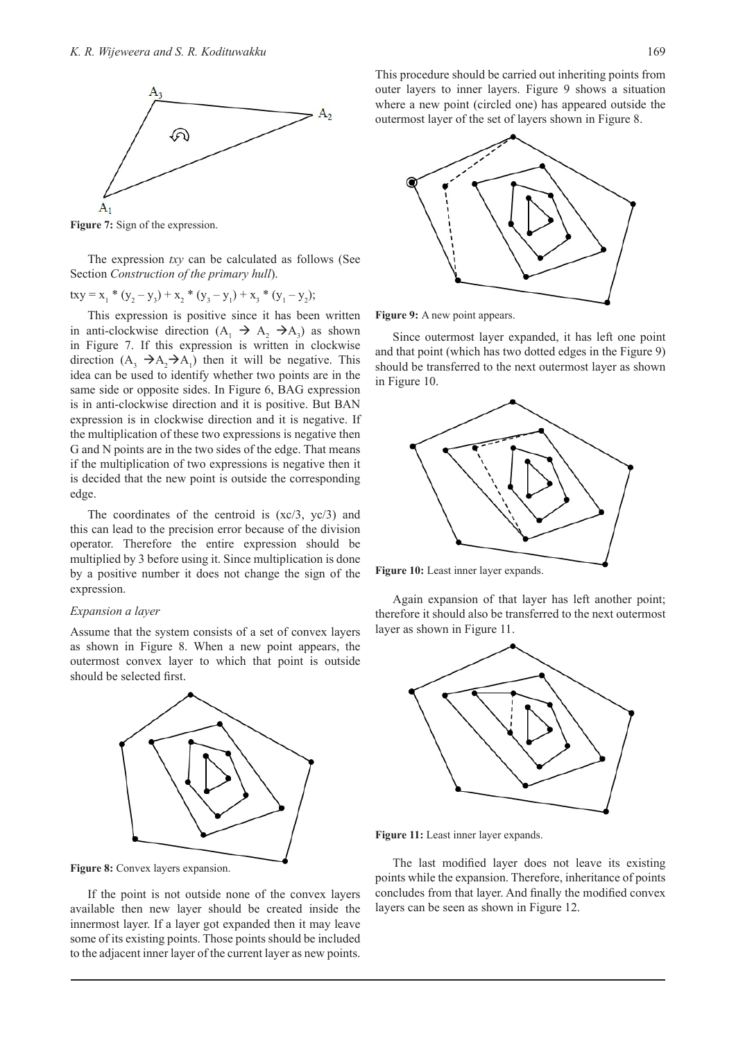**Figure 7:** Sign of the expression.

The expression *txy* can be calculated as follows (See Section *Construction of the primary hull*).

$$txy = x_1 * (y_2 - y_3) + x_2 * (y_3 - y_1) + x_3 * (y_1 - y_2);$$

This expression is positive since it has been written in anti-clockwise direction ($A_1 \rightarrow A_2 \rightarrow A_3$) as shown in Figure 7. If this expression is written in clockwise direction ($A_3 \rightarrow A_2 \rightarrow A_1$) then it will be negative. This idea can be used to identify whether two points are in the same side or opposite sides. In Figure 6, BAG expression is in anti-clockwise direction and it is positive. But BAN expression is in clockwise direction and it is negative. If the multiplication of these two expressions is negative then G and N points are in the two sides of the edge. That means if the multiplication of two expressions is negative then it is decided that the new point is outside the corresponding edge.

The coordinates of the centroid is (xc/3, yc/3) and this can lead to the precision error because of the division operator. Therefore the entire expression should be multiplied by 3 before using it. Since multiplication is done by a positive number it does not change the sign of the expression.

*Expansion a layer*

Assume that the system consists of a set of convex layers as shown in Figure 8. When a new point appears, the outermost convex layer to which that point is outside should be selected first.

**Figure 8:** Convex layers expansion.

If the point is not outside none of the convex layers available then new layer should be created inside the innermost layer. If a layer got expanded then it may leave some of its existing points. Those points should be included to the adjacent inner layer of the current layer as new points. This procedure should be carried out inheriting points from outer layers to inner layers. Figure 9 shows a situation where a new point (circled one) has appeared outside the outermost layer of the set of layers shown in Figure 8.

**Figure 9:** A new point appears.

Since outermost layer expanded, it has left one point and that point (which has two dotted edges in the Figure 9) should be transferred to the next outermost layer as shown in Figure 10.

**Figure 10:** Least inner layer expands.

Again expansion of that layer has left another point; therefore it should also be transferred to the next outermost layer as shown in Figure 11.

**Figure 11:** Least inner layer expands.

The last modified layer does not leave its existing points while the expansion. Therefore, inheritance of points concludes from that layer. And finally the modified convex layers can be seen as shown in Figure 12.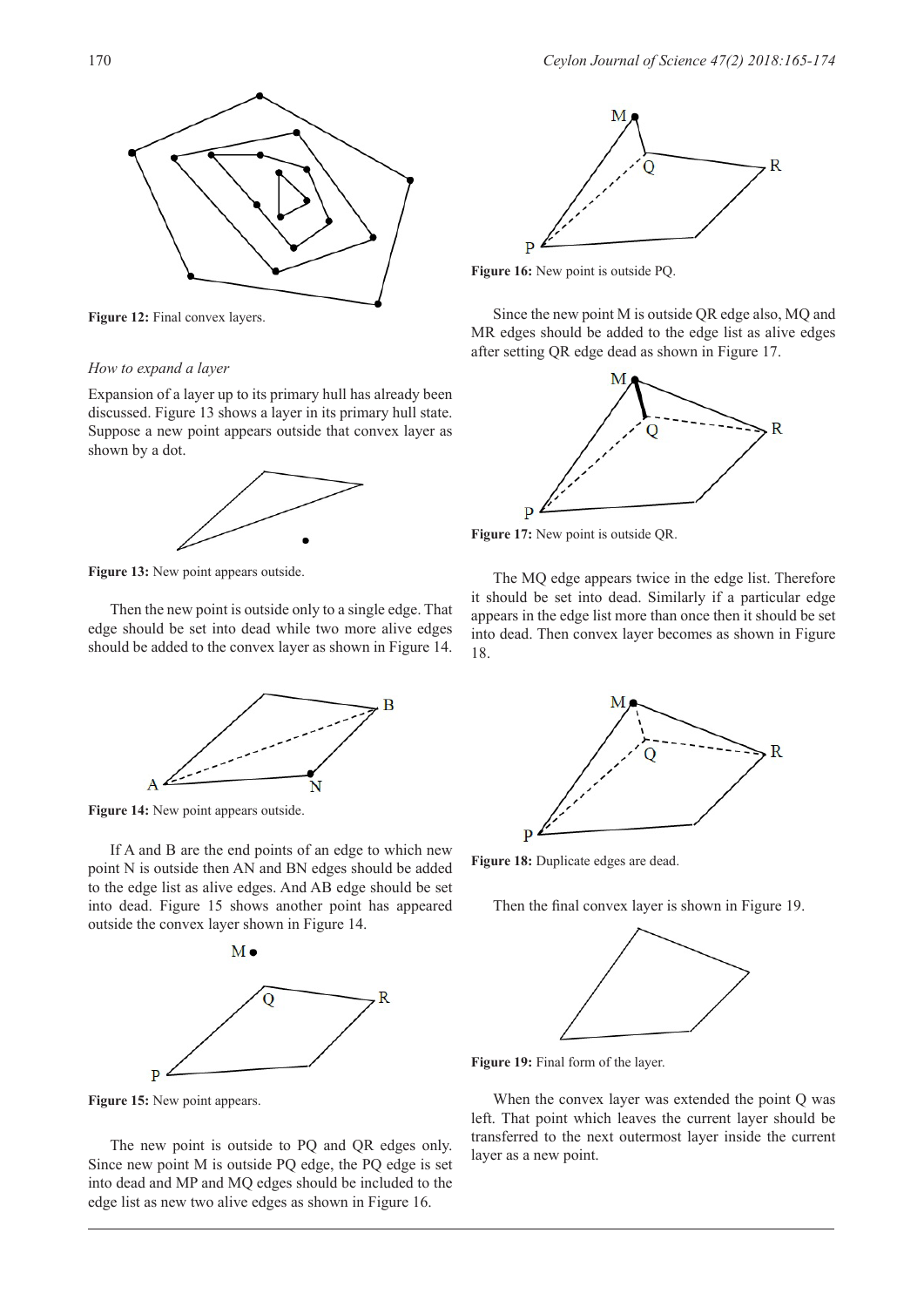Figure 12: Final convex layers.

*How to expand a layer*

Expansion of a layer up to its primary hull has already been discussed. Figure 13 shows a layer in its primary hull state. Suppose a new point appears outside that convex layer as shown by a dot.

Figure 13: New point appears outside.

Then the new point is outside only to a single edge. That edge should be set into dead while two more alive edges should be added to the convex layer as shown in Figure 14.

Figure 14: New point appears outside.

If A and B are the end points of an edge to which new point N is outside then AN and BN edges should be added to the edge list as alive edges. And AB edge should be set into dead. Figure 15 shows another point has appeared outside the convex layer shown in Figure 14.

Figure 15: New point appears.

The new point is outside to PQ and QR edges only. Since new point M is outside PQ edge, the PQ edge is set into dead and MP and MQ edges should be included to the edge list as new two alive edges as shown in Figure 16.

Figure 16: New point is outside PQ.

Since the new point M is outside QR edge also, MQ and MR edges should be added to the edge list as alive edges after setting QR edge dead as shown in Figure 17.

Figure 17: New point is outside QR.

The MQ edge appears twice in the edge list. Therefore it should be set into dead. Similarly if a particular edge appears in the edge list more than once then it should be set into dead. Then convex layer becomes as shown in Figure 18.

Figure 18: Duplicate edges are dead.

Then the final convex layer is shown in Figure 19.

Figure 19: Final form of the layer.

When the convex layer was extended the point Q was left. That point which leaves the current layer should be transferred to the next outermost layer inside the current layer as a new point.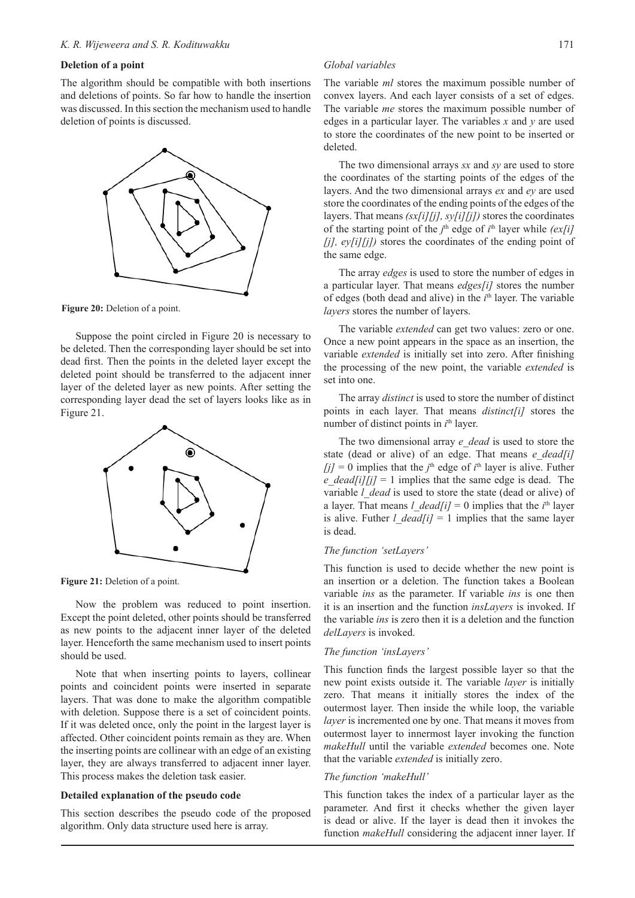### Deletion of a point

The algorithm should be compatible with both insertions and deletions of points. So far how to handle the insertion was discussed. In this section the mechanism used to handle deletion of points is discussed.

**Figure 20:** Deletion of a point.

Suppose the point circled in Figure 20 is necessary to be deleted. Then the corresponding layer should be set into dead first. Then the points in the deleted layer except the deleted point should be transferred to the adjacent inner layer of the deleted layer as new points. After setting the corresponding layer dead the set of layers looks like as in Figure 21.

**Figure 21:** Deletion of a point.

Now the problem was reduced to point insertion. Except the point deleted, other points should be transferred as new points to the adjacent inner layer of the deleted layer. Henceforth the same mechanism used to insert points should be used.

Note that when inserting points to layers, collinear points and coincident points were inserted in separate layers. That was done to make the algorithm compatible with deletion. Suppose there is a set of coincident points. If it was deleted once, only the point in the largest layer is affected. Other coincident points remain as they are. When the inserting points are collinear with an edge of an existing layer, they are always transferred to adjacent inner layer. This process makes the deletion task easier.

### Detailed explanation of the pseudo code

This section describes the pseudo code of the proposed algorithm. Only data structure used here is array.

*Global variables*

The variable *ml* stores the maximum possible number of convex layers. And each layer consists of a set of edges. The variable *me* stores the maximum possible number of edges in a particular layer. The variables *x* and *y* are used to store the coordinates of the new point to be inserted or deleted.

The two dimensional arrays *sx* and *sy* are used to store the coordinates of the starting points of the edges of the layers. And the two dimensional arrays *ex* and *ey* are used store the coordinates of the ending points of the edges of the layers. That means *(sx[i][j], sy[i][j])* stores the coordinates of the starting point of the $j^{th}$ edge of $i^{th}$ layer while *(ex[i][j], ey[i][j])* stores the coordinates of the ending point of the same edge.

The array *edges* is used to store the number of edges in a particular layer. That means *edges[i]* stores the number of edges (both dead and alive) in the $i^{th}$ layer. The variable *layers* stores the number of layers.

The variable *extended* can get two values: zero or one. Once a new point appears in the space as an insertion, the variable *extended* is initially set into zero. After finishing the processing of the new point, the variable *extended* is set into one.

The array *distinct* is used to store the number of distinct points in each layer. That means *distinct[i]* stores the number of distinct points in $i^{th}$ layer.

The two dimensional array *e_dead* is used to store the state (dead or alive) of an edge. That means *e_dead[i][j]* = 0 implies that the $j^{th}$ edge of $i^{th}$ layer is alive. Futher *e_dead[i][j]* = 1 implies that the same edge is dead. The variable *l_dead* is used to store the state (dead or alive) of a layer. That means *l_dead[i]* = 0 implies that the $i^{th}$ layer is alive. Futher *l_dead[i]* = 1 implies that the same layer is dead.

*The function 'setLayers'*

This function is used to decide whether the new point is an insertion or a deletion. The function takes a Boolean variable *ins* as the parameter. If variable *ins* is one then it is an insertion and the function *insLayers* is invoked. If the variable *ins* is zero then it is a deletion and the function *delLayers* is invoked.

*The function 'insLayers'*

This function finds the largest possible layer so that the new point exists outside it. The variable *layer* is initially zero. That means it initially stores the index of the outermost layer. Then inside the while loop, the variable *layer* is incremented one by one. That means it moves from outermost layer to innermost layer invoking the function *makeHull* until the variable *extended* becomes one. Note that the variable *extended* is initially zero.

*The function 'makeHull'*

This function takes the index of a particular layer as the parameter. And first it checks whether the given layer is dead or alive. If the layer is dead then it invokes the function *makeHull* considering the adjacent inner layer. If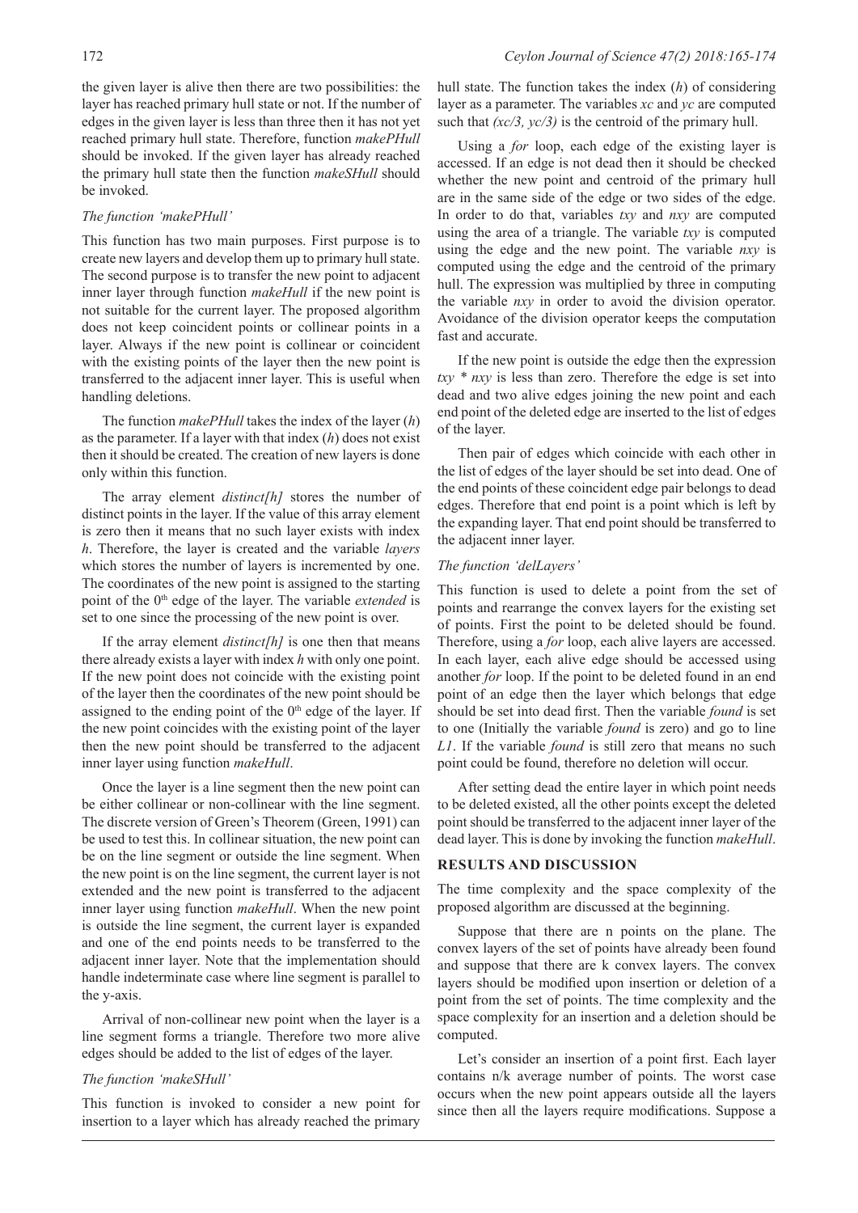the given layer is alive then there are two possibilities: the layer has reached primary hull state or not. If the number of edges in the given layer is less than three then it has not yet reached primary hull state. Therefore, function *makePHull* should be invoked. If the given layer has already reached the primary hull state then the function *makeSHull* should be invoked.

### *The function 'makePHull'*

This function has two main purposes. First purpose is to create new layers and develop them up to primary hull state. The second purpose is to transfer the new point to adjacent inner layer through function *makeHull* if the new point is not suitable for the current layer. The proposed algorithm does not keep coincident points or collinear points in a layer. Always if the new point is collinear or coincident with the existing points of the layer then the new point is transferred to the adjacent inner layer. This is useful when handling deletions.

The function *makePHull* takes the index of the layer ($h$) as the parameter. If a layer with that index ($h$) does not exist then it should be created. The creation of new layers is done only within this function.

The array element *distinct[h]* stores the number of distinct points in the layer. If the value of this array element is zero then it means that no such layer exists with index $h$. Therefore, the layer is created and the variable *layers* which stores the number of layers is incremented by one. The coordinates of the new point is assigned to the starting point of the $0^{th}$ edge of the layer. The variable *extended* is set to one since the processing of the new point is over.

If the array element *distinct[h]* is one then that means there already exists a layer with index $h$ with only one point. If the new point does not coincide with the existing point of the layer then the coordinates of the new point should be assigned to the ending point of the $0^{th}$ edge of the layer. If the new point coincides with the existing point of the layer then the new point should be transferred to the adjacent inner layer using function *makeHull*.

Once the layer is a line segment then the new point can be either collinear or non-collinear with the line segment. The discrete version of Green's Theorem (Green, 1991) can be used to test this. In collinear situation, the new point can be on the line segment or outside the line segment. When the new point is on the line segment, the current layer is not extended and the new point is transferred to the adjacent inner layer using function *makeHull*. When the new point is outside the line segment, the current layer is expanded and one of the end points needs to be transferred to the adjacent inner layer. Note that the implementation should handle indeterminate case where line segment is parallel to the y-axis.

Arrival of non-collinear new point when the layer is a line segment forms a triangle. Therefore two more alive edges should be added to the list of edges of the layer.

### *The function 'makeSHull'*

This function is invoked to consider a new point for insertion to a layer which has already reached the primary hull state. The function takes the index ($h$) of considering layer as a parameter. The variables *xc* and *yc* are computed such that $(xc/3, yc/3)$ is the centroid of the primary hull.

Using a *for* loop, each edge of the existing layer is accessed. If an edge is not dead then it should be checked whether the new point and centroid of the primary hull are in the same side of the edge or two sides of the edge. In order to do that, variables *txy* and *nxy* are computed using the area of a triangle. The variable *txy* is computed using the edge and the new point. The variable *nxy* is computed using the edge and the centroid of the primary hull. The expression was multiplied by three in computing the variable *nxy* in order to avoid the division operator. Avoidance of the division operator keeps the computation fast and accurate.

If the new point is outside the edge then the expression *txy* \* *nxy* is less than zero. Therefore the edge is set into dead and two alive edges joining the new point and each end point of the deleted edge are inserted to the list of edges of the layer.

Then pair of edges which coincide with each other in the list of edges of the layer should be set into dead. One of the end points of these coincident edge pair belongs to dead edges. Therefore that end point is a point which is left by the expanding layer. That end point should be transferred to the adjacent inner layer.

### *The function 'delLayers'*

This function is used to delete a point from the set of points and rearrange the convex layers for the existing set of points. First the point to be deleted should be found. Therefore, using a *for* loop, each alive layers are accessed. In each layer, each alive edge should be accessed using another *for* loop. If the point to be deleted found in an end point of an edge then the layer which belongs that edge should be set into dead first. Then the variable *found* is set to one (Initially the variable *found* is zero) and go to line *L1*. If the variable *found* is still zero that means no such point could be found, therefore no deletion will occur.

After setting dead the entire layer in which point needs to be deleted existed, all the other points except the deleted point should be transferred to the adjacent inner layer of the dead layer. This is done by invoking the function *makeHull*.

## RESULTS AND DISCUSSION

The time complexity and the space complexity of the proposed algorithm are discussed at the beginning.

Suppose that there are n points on the plane. The convex layers of the set of points have already been found and suppose that there are k convex layers. The convex layers should be modified upon insertion or deletion of a point from the set of points. The time complexity and the space complexity for an insertion and a deletion should be computed.

Let's consider an insertion of a point first. Each layer contains n/k average number of points. The worst case occurs when the new point appears outside all the layers since then all the layers require modifications. Suppose a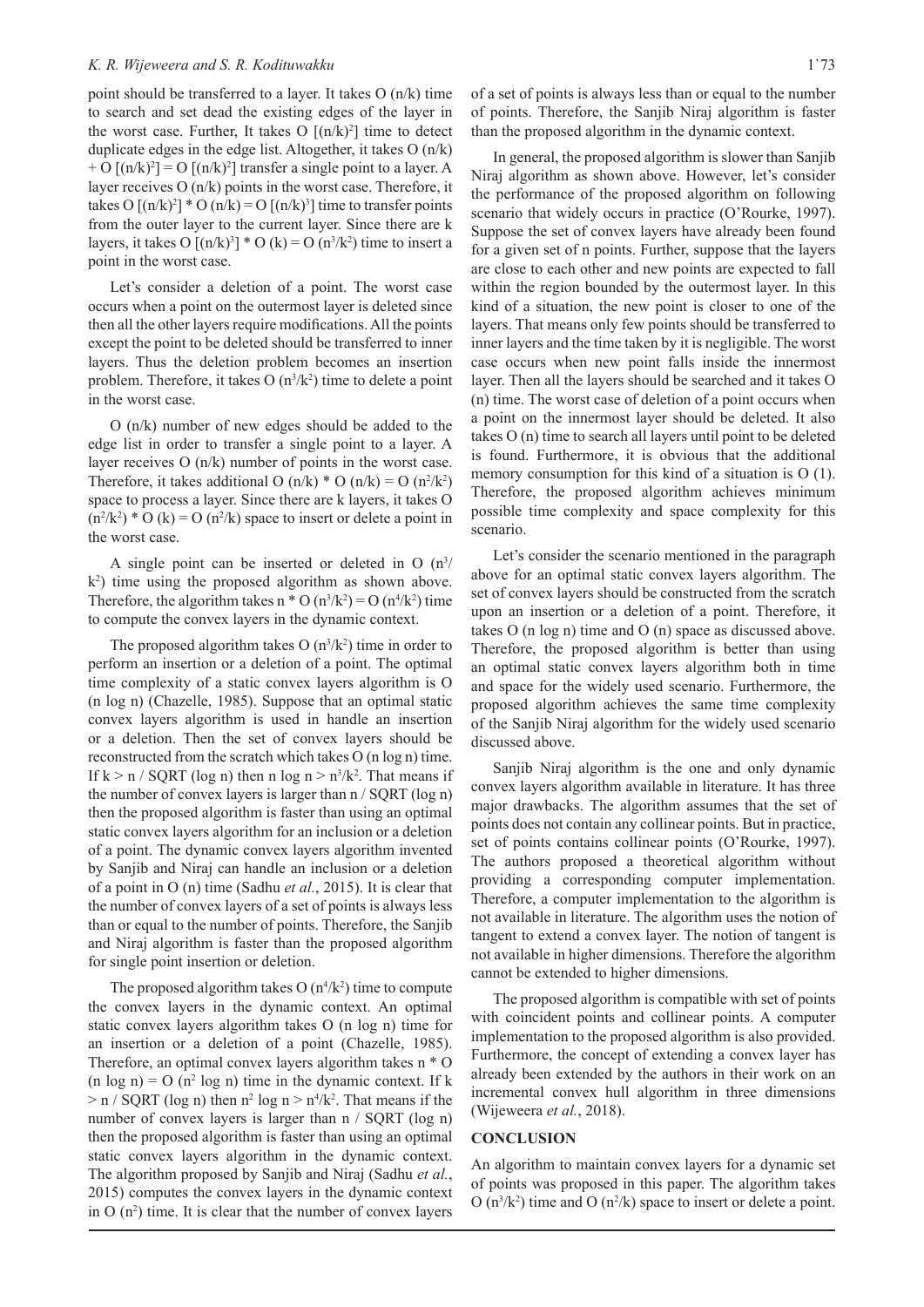point should be transferred to a layer. It takes O $(n/k)$ time to search and set dead the existing edges of the layer in the worst case. Further, It takes O $[(n/k)^2]$ time to detect duplicate edges in the edge list. Altogether, it takes O $(n/k)$ + O $[(n/k)^2]$ = O $[(n/k)^2]$ transfer a single point to a layer. A layer receives O $(n/k)$ points in the worst case. Therefore, it takes O $[(n/k)^2]$ * O $(n/k)$ = O $[(n/k)^3]$ time to transfer points from the outer layer to the current layer. Since there are k layers, it takes O $[(n/k)^3]$ * O $(k)$ = O $(n^3/k^2)$ time to insert a point in the worst case.

Let's consider a deletion of a point. The worst case occurs when a point on the outermost layer is deleted since then all the other layers require modifications. All the points except the point to be deleted should be transferred to inner layers. Thus the deletion problem becomes an insertion problem. Therefore, it takes O $(n^3/k^2)$ time to delete a point in the worst case.

O $(n/k)$ number of new edges should be added to the edge list in order to transfer a single point to a layer. A layer receives O $(n/k)$ number of points in the worst case. Therefore, it takes additional O $(n/k)$ * O $(n/k)$ = O $(n^2/k^2)$ space to process a layer. Since there are k layers, it takes O $(n^2/k^2)$ * O $(k)$ = O $(n^2/k)$ space to insert or delete a point in the worst case.

A single point can be inserted or deleted in O $(n^3/k^2)$ time using the proposed algorithm as shown above. Therefore, the algorithm takes n * O $(n^3/k^2)$ = O $(n^4/k^2)$ time to compute the convex layers in the dynamic context.

The proposed algorithm takes O $(n^3/k^2)$ time in order to perform an insertion or a deletion of a point. The optimal time complexity of a static convex layers algorithm is O (n log n) (Chazelle, 1985). Suppose that an optimal static convex layers algorithm is used in handle an insertion or a deletion. Then the set of convex layers should be reconstructed from the scratch which takes O (n log n) time. If k > n / SQRT (log n) then n log n > $n^3/k^2$. That means if the number of convex layers is larger than n / SQRT (log n) then the proposed algorithm is faster than using an optimal static convex layers algorithm for an inclusion or a deletion of a point. The dynamic convex layers algorithm invented by Sanjib and Niraj can handle an inclusion or a deletion of a point in O (n) time (Sadhu *et al.*, 2015). It is clear that the number of convex layers of a set of points is always less than or equal to the number of points. Therefore, the Sanjib and Niraj algorithm is faster than the proposed algorithm for single point insertion or deletion.

The proposed algorithm takes O $(n^4/k^2)$ time to compute the convex layers in the dynamic context. An optimal static convex layers algorithm takes O (n log n) time for an insertion or a deletion of a point (Chazelle, 1985). Therefore, an optimal convex layers algorithm takes n * O (n log n) = O ($n^2$ log n) time in the dynamic context. If k > n / SQRT (log n) then $n^2$ log n > $n^4/k^2$. That means if the number of convex layers is larger than n / SQRT (log n) then the proposed algorithm is faster than using an optimal static convex layers algorithm in the dynamic context. The algorithm proposed by Sanjib and Niraj (Sadhu *et al.*, 2015) computes the convex layers in the dynamic context in O $(n^2)$ time. It is clear that the number of convex layers of a set of points is always less than or equal to the number of points. Therefore, the Sanjib Niraj algorithm is faster than the proposed algorithm in the dynamic context.

In general, the proposed algorithm is slower than Sanjib Niraj algorithm as shown above. However, let's consider the performance of the proposed algorithm on following scenario that widely occurs in practice (O'Rourke, 1997). Suppose the set of convex layers have already been found for a given set of n points. Further, suppose that the layers are close to each other and new points are expected to fall within the region bounded by the outermost layer. In this kind of a situation, the new point is closer to one of the layers. That means only few points should be transferred to inner layers and the time taken by it is negligible. The worst case occurs when new point falls inside the innermost layer. Then all the layers should be searched and it takes O (n) time. The worst case of deletion of a point occurs when a point on the innermost layer should be deleted. It also takes O (n) time to search all layers until point to be deleted is found. Furthermore, it is obvious that the additional memory consumption for this kind of a situation is O (1). Therefore, the proposed algorithm achieves minimum possible time complexity and space complexity for this scenario.

Let's consider the scenario mentioned in the paragraph above for an optimal static convex layers algorithm. The set of convex layers should be constructed from the scratch upon an insertion or a deletion of a point. Therefore, it takes O (n log n) time and O (n) space as discussed above. Therefore, the proposed algorithm is better than using an optimal static convex layers algorithm both in time and space for the widely used scenario. Furthermore, the proposed algorithm achieves the same time complexity of the Sanjib Niraj algorithm for the widely used scenario discussed above.

Sanjib Niraj algorithm is the one and only dynamic convex layers algorithm available in literature. It has three major drawbacks. The algorithm assumes that the set of points does not contain any collinear points. But in practice, set of points contains collinear points (O'Rourke, 1997). The authors proposed a theoretical algorithm without providing a corresponding computer implementation. Therefore, a computer implementation to the algorithm is not available in literature. The algorithm uses the notion of tangent to extend a convex layer. The notion of tangent is not available in higher dimensions. Therefore the algorithm cannot be extended to higher dimensions.

The proposed algorithm is compatible with set of points with coincident points and collinear points. A computer implementation to the proposed algorithm is also provided. Furthermore, the concept of extending a convex layer has already been extended by the authors in their work on an incremental convex hull algorithm in three dimensions (Wijeweera *et al.*, 2018).

## CONCLUSION

An algorithm to maintain convex layers for a dynamic set of points was proposed in this paper. The algorithm takes O $(n^3/k^2)$ time and O $(n^2/k)$ space to insert or delete a point.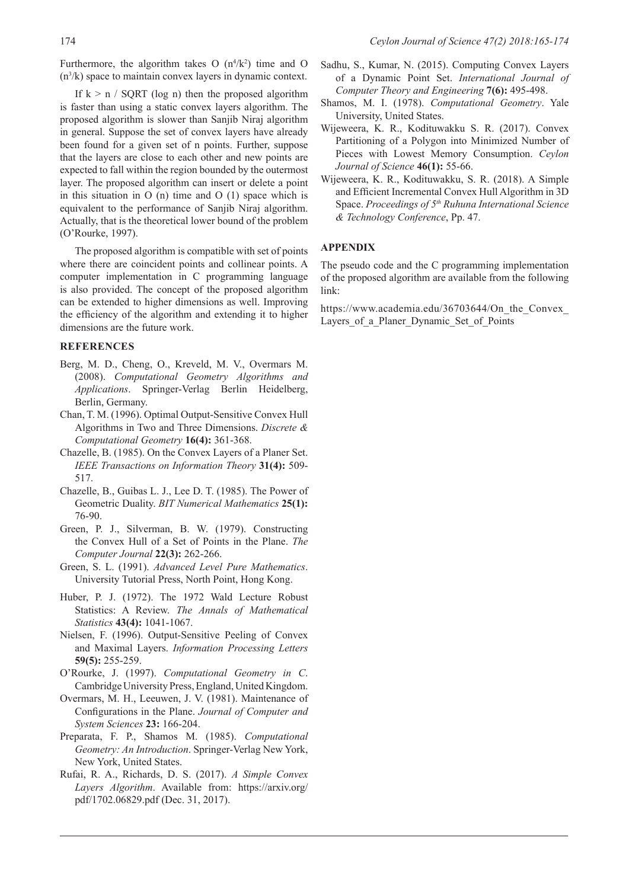Furthermore, the algorithm takes O $(n^4/k^2)$ time and O $(n^3/k)$ space to maintain convex layers in dynamic context.

If $k > n$ / SQRT (log n) then the proposed algorithm is faster than using a static convex layers algorithm. The proposed algorithm is slower than Sanjib Niraj algorithm in general. Suppose the set of convex layers have already been found for a given set of n points. Further, suppose that the layers are close to each other and new points are expected to fall within the region bounded by the outermost layer. The proposed algorithm can insert or delete a point in this situation in O (n) time and O (1) space which is equivalent to the performance of Sanjib Niraj algorithm. Actually, that is the theoretical lower bound of the problem (O'Rourke, 1997).

The proposed algorithm is compatible with set of points where there are coincident points and collinear points. A computer implementation in C programming language is also provided. The concept of the proposed algorithm can be extended to higher dimensions as well. Improving the efficiency of the algorithm and extending it to higher dimensions are the future work.

## REFERENCES

Berg, M. D., Cheng, O., Kreveld, M. V., Overmars M. (2008). *Computational Geometry Algorithms and Applications*. Springer-Verlag Berlin Heidelberg, Berlin, Germany.

Chan, T. M. (1996). Optimal Output-Sensitive Convex Hull Algorithms in Two and Three Dimensions. *Discrete & Computational Geometry* **16(4):** 361-368.

Chazelle, B. (1985). On the Convex Layers of a Planer Set. *IEEE Transactions on Information Theory* **31(4):** 509-517.

Chazelle, B., Guibas L. J., Lee D. T. (1985). The Power of Geometric Duality. *BIT Numerical Mathematics* **25(1):** 76-90.

Green, P. J., Silverman, B. W. (1979). Constructing the Convex Hull of a Set of Points in the Plane. *The Computer Journal* **22(3):** 262-266.

Green, S. L. (1991). *Advanced Level Pure Mathematics*. University Tutorial Press, North Point, Hong Kong.

Huber, P. J. (1972). The 1972 Wald Lecture Robust Statistics: A Review. *The Annals of Mathematical Statistics* **43(4):** 1041-1067.

Nielsen, F. (1996). Output-Sensitive Peeling of Convex and Maximal Layers. *Information Processing Letters* **59(5):** 255-259.

O'Rourke, J. (1997). *Computational Geometry in C*. Cambridge University Press, England, United Kingdom.

Overmars, M. H., Leeuwen, J. V. (1981). Maintenance of Configurations in the Plane. *Journal of Computer and System Sciences* **23:** 166-204.

Preparata, F. P., Shamos M. (1985). *Computational Geometry: An Introduction*. Springer-Verlag New York, New York, United States.

Rufai, R. A., Richards, D. S. (2017). *A Simple Convex Layers Algorithm*. Available from: https://arxiv.org/pdf/1702.06829.pdf (Dec. 31, 2017).

Sadhu, S., Kumar, N. (2015). Computing Convex Layers of a Dynamic Point Set. *International Journal of Computer Theory and Engineering* **7(6):** 495-498.

Shamos, M. I. (1978). *Computational Geometry*. Yale University, United States.

Wijeweera, K. R., Kodituwakku S. R. (2017). Convex Partitioning of a Polygon into Minimized Number of Pieces with Lowest Memory Consumption. *Ceylon Journal of Science* **46(1):** 55-66.

Wijeweera, K. R., Kodituwakku, S. R. (2018). A Simple and Efficient Incremental Convex Hull Algorithm in 3D Space. *Proceedings of 5th Ruhuna International Science & Technology Conference*, Pp. 47.

## APPENDIX

The pseudo code and the C programming implementation of the proposed algorithm are available from the following link:

https://www.academia.edu/36703644/On_the_Convex_Layers_of_a_Planer_Dynamic_Set_of_Points